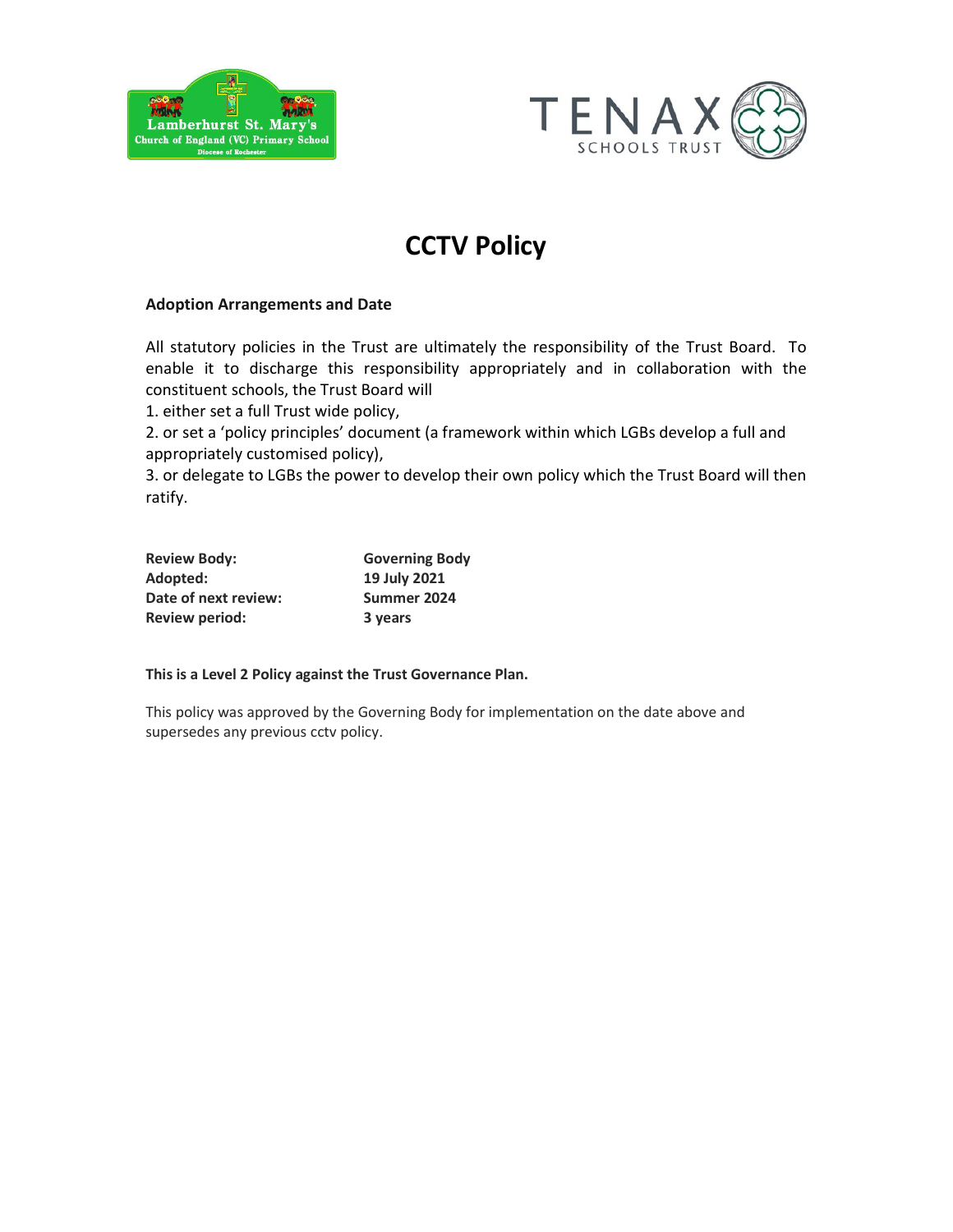# CCTV Policy

**Adoption Arrangements and Date**

All statutory policies in the Trust are ultimately the responsibility of the Trust Board. To enable it to discharge this responsibility appropriately and in collaboration with the constituent schools, the Trust Board will

1. either set a full Trust wide policy,
2. or set a 'policy principles' document (a framework within which LGBs develop a full and appropriately customised policy),
3. or delegate to LGBs the power to develop their own policy which the Trust Board will then ratify.

| | |
|---|---|
| **Review Body:** | **Governing Body** |
| **Adopted:** | **19 July 2021** |
| **Date of next review:** | **Summer 2024** |
| **Review period:** | **3 years** |

**This is a Level 2 Policy against the Trust Governance Plan.**

This policy was approved by the Governing Body for implementation on the date above and supersedes any previous cctv policy.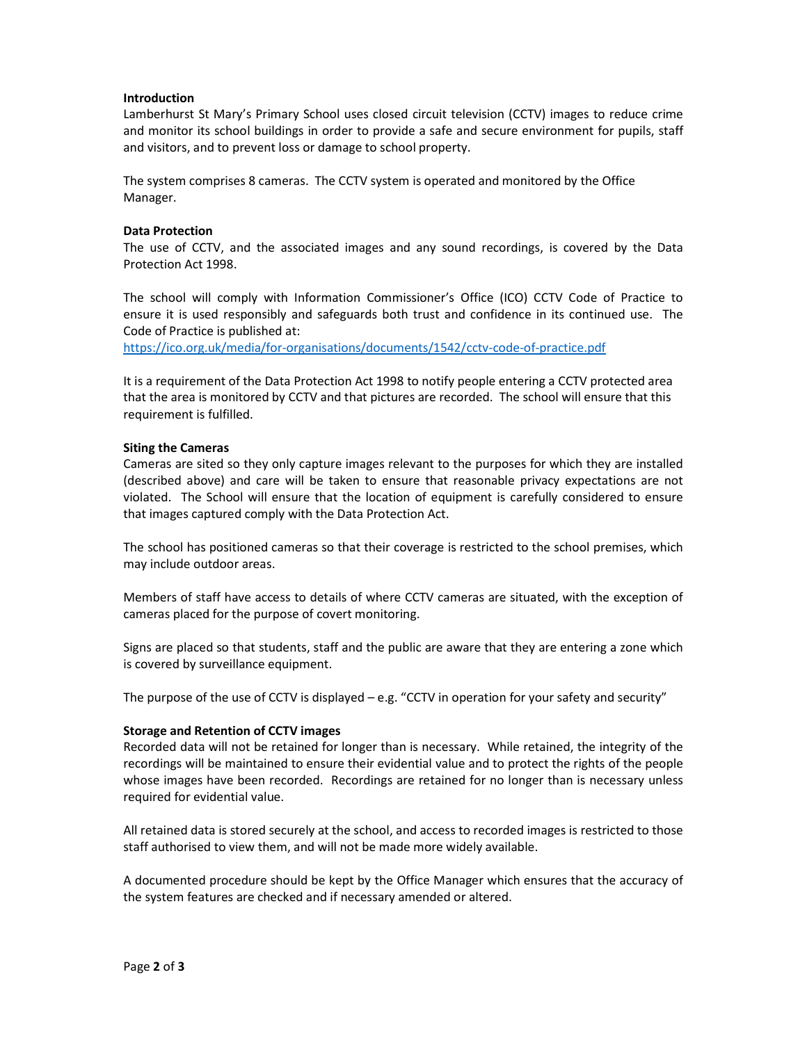**Introduction**

Lamberhurst St Mary's Primary School uses closed circuit television (CCTV) images to reduce crime and monitor its school buildings in order to provide a safe and secure environment for pupils, staff and visitors, and to prevent loss or damage to school property.

The system comprises 8 cameras. The CCTV system is operated and monitored by the Office Manager.

**Data Protection**

The use of CCTV, and the associated images and any sound recordings, is covered by the Data Protection Act 1998.

The school will comply with Information Commissioner's Office (ICO) CCTV Code of Practice to ensure it is used responsibly and safeguards both trust and confidence in its continued use. The Code of Practice is published at:
https://ico.org.uk/media/for-organisations/documents/1542/cctv-code-of-practice.pdf

It is a requirement of the Data Protection Act 1998 to notify people entering a CCTV protected area that the area is monitored by CCTV and that pictures are recorded. The school will ensure that this requirement is fulfilled.

**Siting the Cameras**

Cameras are sited so they only capture images relevant to the purposes for which they are installed (described above) and care will be taken to ensure that reasonable privacy expectations are not violated. The School will ensure that the location of equipment is carefully considered to ensure that images captured comply with the Data Protection Act.

The school has positioned cameras so that their coverage is restricted to the school premises, which may include outdoor areas.

Members of staff have access to details of where CCTV cameras are situated, with the exception of cameras placed for the purpose of covert monitoring.

Signs are placed so that students, staff and the public are aware that they are entering a zone which is covered by surveillance equipment.

The purpose of the use of CCTV is displayed – e.g. "CCTV in operation for your safety and security"

**Storage and Retention of CCTV images**

Recorded data will not be retained for longer than is necessary. While retained, the integrity of the recordings will be maintained to ensure their evidential value and to protect the rights of the people whose images have been recorded. Recordings are retained for no longer than is necessary unless required for evidential value.

All retained data is stored securely at the school, and access to recorded images is restricted to those staff authorised to view them, and will not be made more widely available.

A documented procedure should be kept by the Office Manager which ensures that the accuracy of the system features are checked and if necessary amended or altered.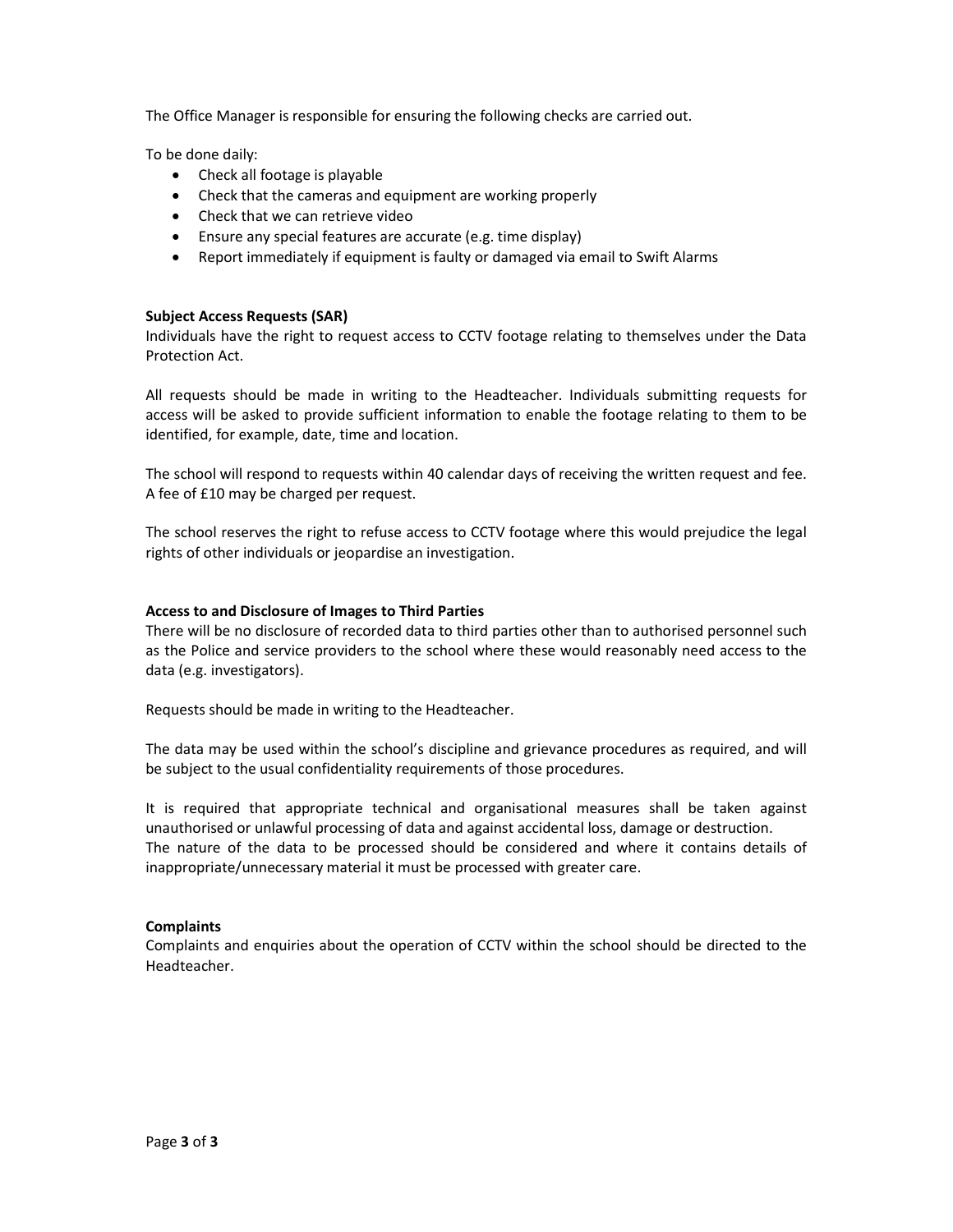The Office Manager is responsible for ensuring the following checks are carried out.

To be done daily:

- Check all footage is playable
- Check that the cameras and equipment are working properly
- Check that we can retrieve video
- Ensure any special features are accurate (e.g. time display)
- Report immediately if equipment is faulty or damaged via email to Swift Alarms

**Subject Access Requests (SAR)**

Individuals have the right to request access to CCTV footage relating to themselves under the Data Protection Act.

All requests should be made in writing to the Headteacher. Individuals submitting requests for access will be asked to provide sufficient information to enable the footage relating to them to be identified, for example, date, time and location.

The school will respond to requests within 40 calendar days of receiving the written request and fee. A fee of £10 may be charged per request.

The school reserves the right to refuse access to CCTV footage where this would prejudice the legal rights of other individuals or jeopardise an investigation.

**Access to and Disclosure of Images to Third Parties**

There will be no disclosure of recorded data to third parties other than to authorised personnel such as the Police and service providers to the school where these would reasonably need access to the data (e.g. investigators).

Requests should be made in writing to the Headteacher.

The data may be used within the school's discipline and grievance procedures as required, and will be subject to the usual confidentiality requirements of those procedures.

It is required that appropriate technical and organisational measures shall be taken against unauthorised or unlawful processing of data and against accidental loss, damage or destruction.
The nature of the data to be processed should be considered and where it contains details of inappropriate/unnecessary material it must be processed with greater care.

**Complaints**

Complaints and enquiries about the operation of CCTV within the school should be directed to the Headteacher.